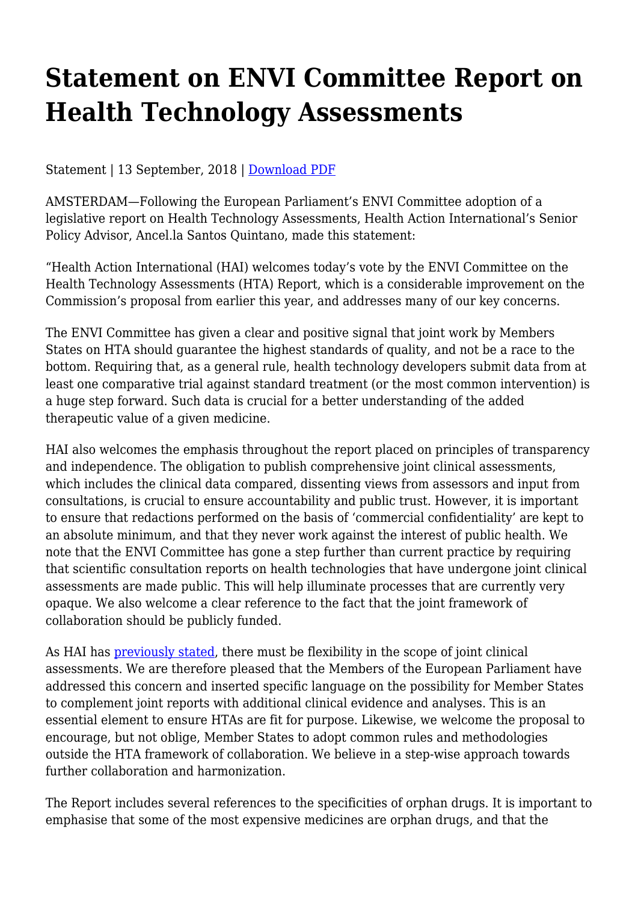# Statement on ENVI Committee Report on Health Technology Assessments

Statement | 13 September, 2018 | Download PDF

AMSTERDAM—Following the European Parliament's ENVI Committee adoption of a legislative report on Health Technology Assessments, Health Action International's Senior Policy Advisor, Ancel.la Santos Quintano, made this statement:

"Health Action International (HAI) welcomes today's vote by the ENVI Committee on the Health Technology Assessments (HTA) Report, which is a considerable improvement on the Commission's proposal from earlier this year, and addresses many of our key concerns.

The ENVI Committee has given a clear and positive signal that joint work by Members States on HTA should guarantee the highest standards of quality, and not be a race to the bottom. Requiring that, as a general rule, health technology developers submit data from at least one comparative trial against standard treatment (or the most common intervention) is a huge step forward. Such data is crucial for a better understanding of the added therapeutic value of a given medicine.

HAI also welcomes the emphasis throughout the report placed on principles of transparency and independence. The obligation to publish comprehensive joint clinical assessments, which includes the clinical data compared, dissenting views from assessors and input from consultations, is crucial to ensure accountability and public trust. However, it is important to ensure that redactions performed on the basis of 'commercial confidentiality' are kept to an absolute minimum, and that they never work against the interest of public health. We note that the ENVI Committee has gone a step further than current practice by requiring that scientific consultation reports on health technologies that have undergone joint clinical assessments are made public. This will help illuminate processes that are currently very opaque. We also welcome a clear reference to the fact that the joint framework of collaboration should be publicly funded.

As HAI has previously stated, there must be flexibility in the scope of joint clinical assessments. We are therefore pleased that the Members of the European Parliament have addressed this concern and inserted specific language on the possibility for Member States to complement joint reports with additional clinical evidence and analyses. This is an essential element to ensure HTAs are fit for purpose. Likewise, we welcome the proposal to encourage, but not oblige, Member States to adopt common rules and methodologies outside the HTA framework of collaboration. We believe in a step-wise approach towards further collaboration and harmonization.

The Report includes several references to the specificities of orphan drugs. It is important to emphasise that some of the most expensive medicines are orphan drugs, and that the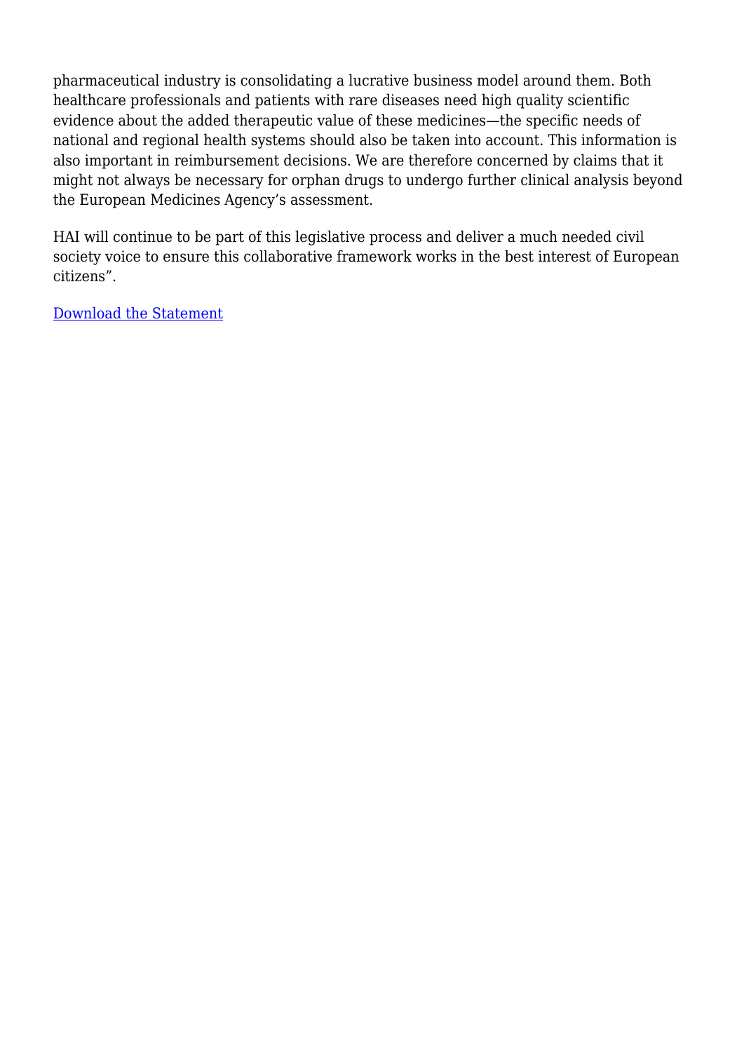pharmaceutical industry is consolidating a lucrative business model around them. Both healthcare professionals and patients with rare diseases need high quality scientific evidence about the added therapeutic value of these medicines—the specific needs of national and regional health systems should also be taken into account. This information is also important in reimbursement decisions. We are therefore concerned by claims that it might not always be necessary for orphan drugs to undergo further clinical analysis beyond the European Medicines Agency's assessment.

HAI will continue to be part of this legislative process and deliver a much needed civil society voice to ensure this collaborative framework works in the best interest of European citizens".

Download the Statement